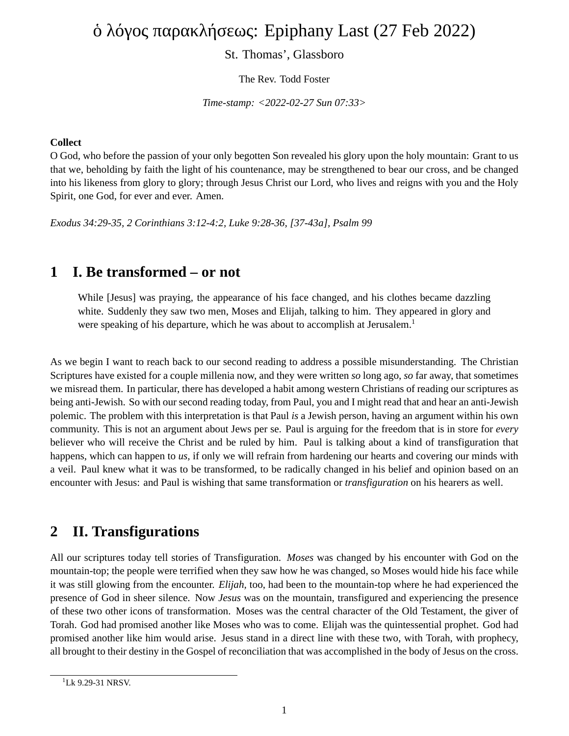# ὁ λόγος παρακλήσεως: Epiphany Last (27 Feb 2022)

St. Thomas', Glassboro

The Rev. Todd Foster

*Time-stamp: <2022-02-27 Sun 07:33>*

**Collect**
O God, who before the passion of your only begotten Son revealed his glory upon the holy mountain: Grant to us that we, beholding by faith the light of his countenance, may be strengthened to bear our cross, and be changed into his likeness from glory to glory; through Jesus Christ our Lord, who lives and reigns with you and the Holy Spirit, one God, for ever and ever. Amen.

*Exodus 34:29-35, 2 Corinthians 3:12-4:2, Luke 9:28-36, [37-43a], Psalm 99*

## 1 I. Be transformed – or not

> While [Jesus] was praying, the appearance of his face changed, and his clothes became dazzling white. Suddenly they saw two men, Moses and Elijah, talking to him. They appeared in glory and were speaking of his departure, which he was about to accomplish at Jerusalem.[1]

As we begin I want to reach back to our second reading to address a possible misunderstanding. The Christian Scriptures have existed for a couple millenia now, and they were written *so* long ago, *so* far away, that sometimes we misread them. In particular, there has developed a habit among western Christians of reading our scriptures as being anti-Jewish. So with our second reading today, from Paul, you and I might read that and hear an anti-Jewish polemic. The problem with this interpretation is that Paul *is* a Jewish person, having an argument within his own community. This is not an argument about Jews per se. Paul is arguing for the freedom that is in store for *every* believer who will receive the Christ and be ruled by him. Paul is talking about a kind of transfiguration that happens, which can happen to *us,* if only we will refrain from hardening our hearts and covering our minds with a veil. Paul knew what it was to be transformed, to be radically changed in his belief and opinion based on an encounter with Jesus: and Paul is wishing that same transformation or *transfiguration* on his hearers as well.

## 2 II. Transfigurations

All our scriptures today tell stories of Transfiguration. *Moses* was changed by his encounter with God on the mountain-top; the people were terrified when they saw how he was changed, so Moses would hide his face while it was still glowing from the encounter. *Elijah,* too, had been to the mountain-top where he had experienced the presence of God in sheer silence. Now *Jesus* was on the mountain, transfigured and experiencing the presence of these two other icons of transformation. Moses was the central character of the Old Testament, the giver of Torah. God had promised another like Moses who was to come. Elijah was the quintessential prophet. God had promised another like him would arise. Jesus stand in a direct line with these two, with Torah, with prophecy, all brought to their destiny in the Gospel of reconciliation that was accomplished in the body of Jesus on the cross.

[1] Lk 9.29-31 NRSV.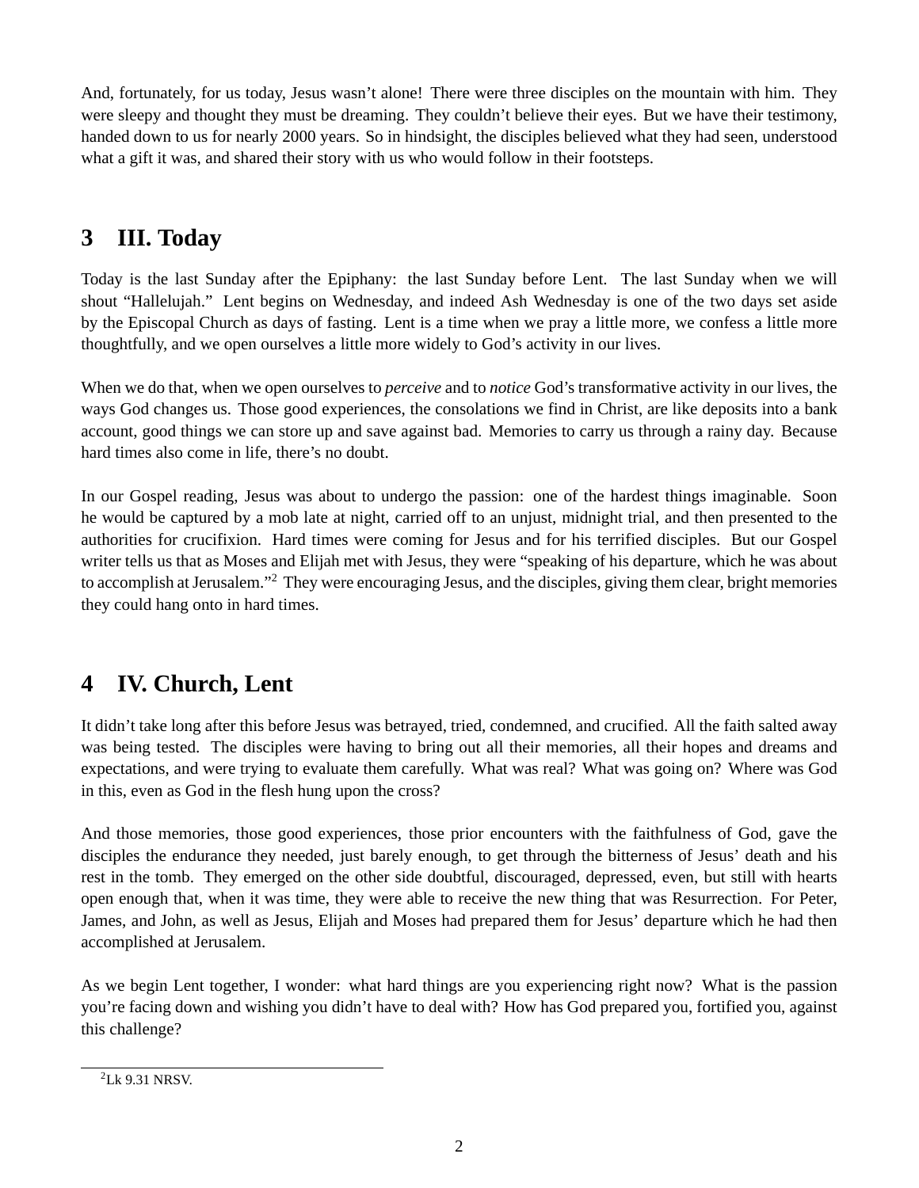And, fortunately, for us today, Jesus wasn't alone! There were three disciples on the mountain with him. They were sleepy and thought they must be dreaming. They couldn't believe their eyes. But we have their testimony, handed down to us for nearly 2000 years. So in hindsight, the disciples believed what they had seen, understood what a gift it was, and shared their story with us who would follow in their footsteps.

## 3 III. Today

Today is the last Sunday after the Epiphany: the last Sunday before Lent. The last Sunday when we will shout "Hallelujah." Lent begins on Wednesday, and indeed Ash Wednesday is one of the two days set aside by the Episcopal Church as days of fasting. Lent is a time when we pray a little more, we confess a little more thoughtfully, and we open ourselves a little more widely to God's activity in our lives.

When we do that, when we open ourselves to *perceive* and to *notice* God's transformative activity in our lives, the ways God changes us. Those good experiences, the consolations we find in Christ, are like deposits into a bank account, good things we can store up and save against bad. Memories to carry us through a rainy day. Because hard times also come in life, there's no doubt.

In our Gospel reading, Jesus was about to undergo the passion: one of the hardest things imaginable. Soon he would be captured by a mob late at night, carried off to an unjust, midnight trial, and then presented to the authorities for crucifixion. Hard times were coming for Jesus and for his terrified disciples. But our Gospel writer tells us that as Moses and Elijah met with Jesus, they were "speaking of his departure, which he was about to accomplish at Jerusalem."[2] They were encouraging Jesus, and the disciples, giving them clear, bright memories they could hang onto in hard times.

## 4 IV. Church, Lent

It didn't take long after this before Jesus was betrayed, tried, condemned, and crucified. All the faith salted away was being tested. The disciples were having to bring out all their memories, all their hopes and dreams and expectations, and were trying to evaluate them carefully. What was real? What was going on? Where was God in this, even as God in the flesh hung upon the cross?

And those memories, those good experiences, those prior encounters with the faithfulness of God, gave the disciples the endurance they needed, just barely enough, to get through the bitterness of Jesus' death and his rest in the tomb. They emerged on the other side doubtful, discouraged, depressed, even, but still with hearts open enough that, when it was time, they were able to receive the new thing that was Resurrection. For Peter, James, and John, as well as Jesus, Elijah and Moses had prepared them for Jesus' departure which he had then accomplished at Jerusalem.

As we begin Lent together, I wonder: what hard things are you experiencing right now? What is the passion you're facing down and wishing you didn't have to deal with? How has God prepared you, fortified you, against this challenge?

[2] Lk 9.31 NRSV.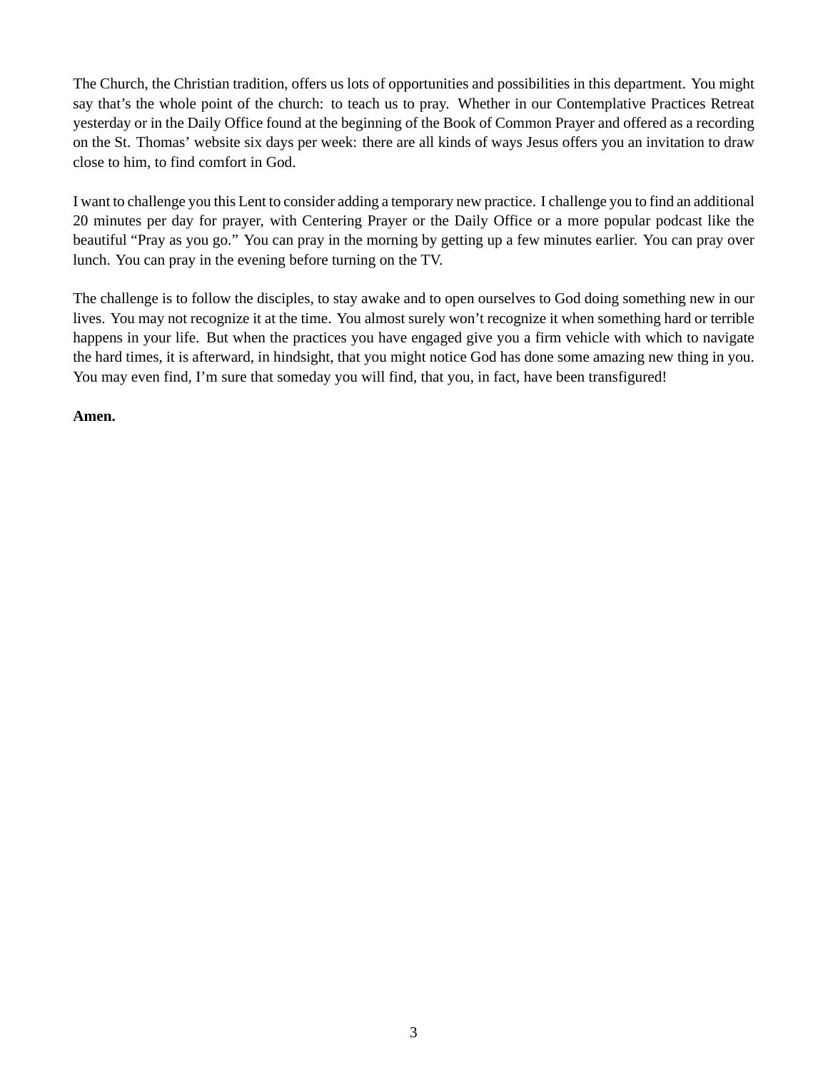The Church, the Christian tradition, offers us lots of opportunities and possibilities in this department. You might say that's the whole point of the church: to teach us to pray. Whether in our Contemplative Practices Retreat yesterday or in the Daily Office found at the beginning of the Book of Common Prayer and offered as a recording on the St. Thomas' website six days per week: there are all kinds of ways Jesus offers you an invitation to draw close to him, to find comfort in God.

I want to challenge you this Lent to consider adding a temporary new practice. I challenge you to find an additional 20 minutes per day for prayer, with Centering Prayer or the Daily Office or a more popular podcast like the beautiful "Pray as you go." You can pray in the morning by getting up a few minutes earlier. You can pray over lunch. You can pray in the evening before turning on the TV.

The challenge is to follow the disciples, to stay awake and to open ourselves to God doing something new in our lives. You may not recognize it at the time. You almost surely won't recognize it when something hard or terrible happens in your life. But when the practices you have engaged give you a firm vehicle with which to navigate the hard times, it is afterward, in hindsight, that you might notice God has done some amazing new thing in you. You may even find, I'm sure that someday you will find, that you, in fact, have been transfigured!

**Amen.**